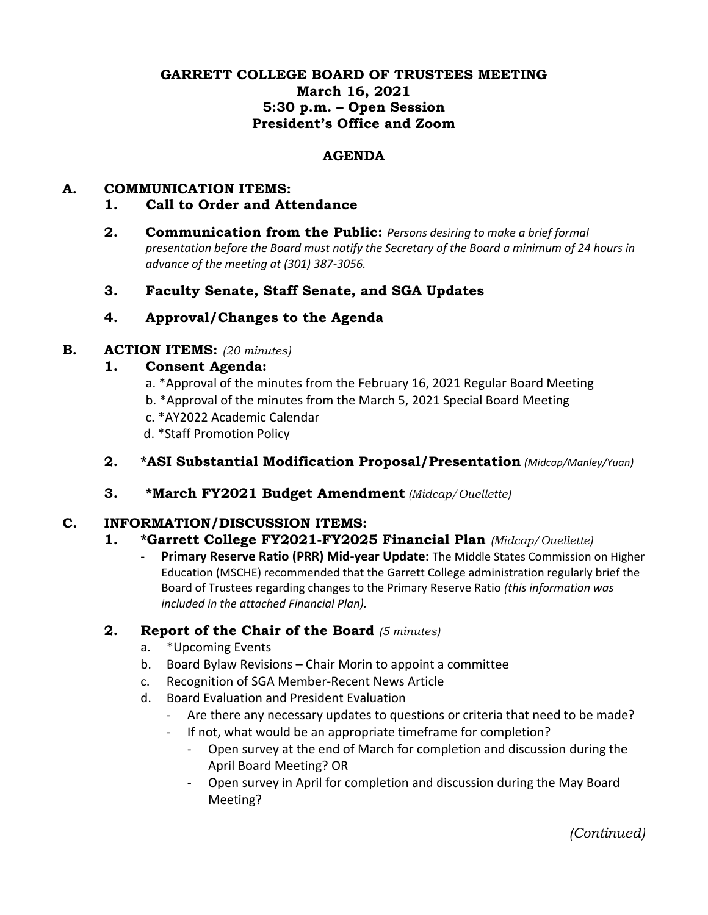# GARRETT COLLEGE BOARD OF TRUSTEES MEETING
## March 16, 2021
## 5:30 p.m. – Open Session
## President's Office and Zoom

## AGENDA

### A. COMMUNICATION ITEMS:

1. **Call to Order and Attendance**

2. **Communication from the Public:** *Persons desiring to make a brief formal presentation before the Board must notify the Secretary of the Board a minimum of 24 hours in advance of the meeting at (301) 387-3056.*

3. **Faculty Senate, Staff Senate, and SGA Updates**

4. **Approval/Changes to the Agenda**

### B. ACTION ITEMS: *(20 minutes)*

1. **Consent Agenda:**
   a. *Approval of the minutes from the February 16, 2021 Regular Board Meeting
   b. *Approval of the minutes from the March 5, 2021 Special Board Meeting
   c. *AY2022 Academic Calendar
   d. *Staff Promotion Policy

2. **\*ASI Substantial Modification Proposal/Presentation** *(Midcap/Manley/Yuan)*

3. **\*March FY2021 Budget Amendment** *(Midcap/ Ouellette)*

### C. INFORMATION/DISCUSSION ITEMS:

1. **\*Garrett College FY2021-FY2025 Financial Plan** *(Midcap/ Ouellette)*
   - **Primary Reserve Ratio (PRR) Mid-year Update:** The Middle States Commission on Higher Education (MSCHE) recommended that the Garrett College administration regularly brief the Board of Trustees regarding changes to the Primary Reserve Ratio *(this information was included in the attached Financial Plan).*

2. **Report of the Chair of the Board** *(5 minutes)*
   a. *Upcoming Events
   b. Board Bylaw Revisions – Chair Morin to appoint a committee
   c. Recognition of SGA Member-Recent News Article
   d. Board Evaluation and President Evaluation
      - Are there any necessary updates to questions or criteria that need to be made?
      - If not, what would be an appropriate timeframe for completion?
        - Open survey at the end of March for completion and discussion during the April Board Meeting? OR
        - Open survey in April for completion and discussion during the May Board Meeting?

*(Continued)*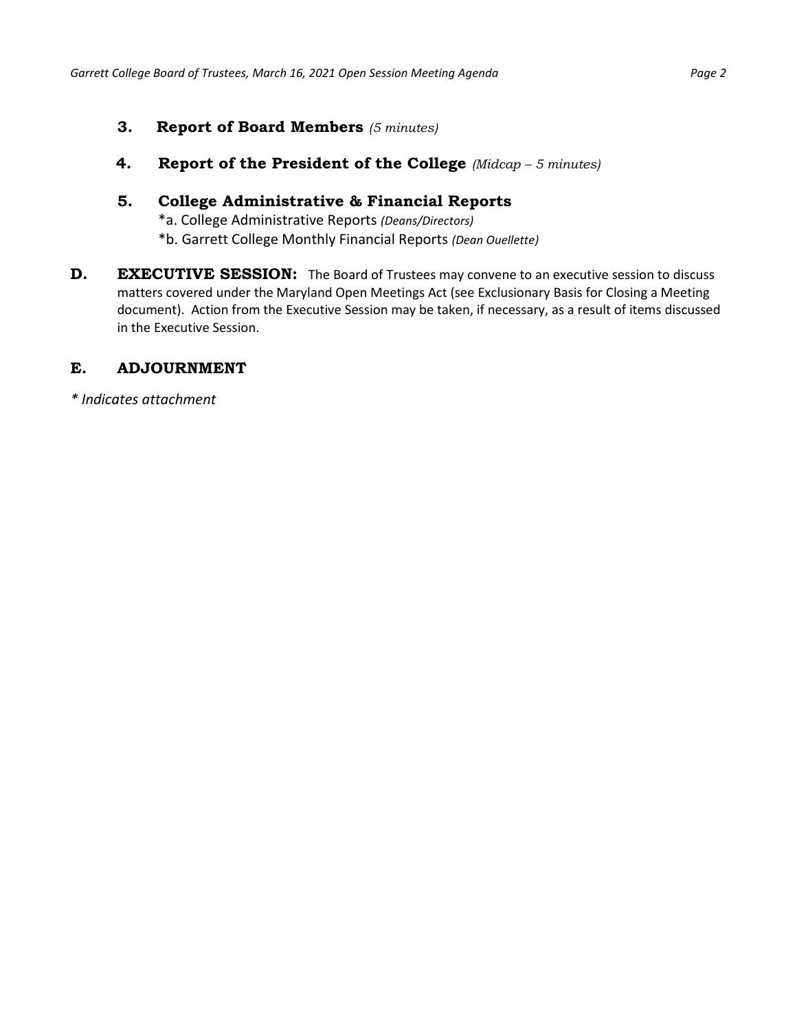**3. Report of Board Members** *(5 minutes)*

**4. Report of the President of the College** *(Midcap – 5 minutes)*

**5. College Administrative & Financial Reports**

*a. College Administrative Reports *(Deans/Directors)*

*b. Garrett College Monthly Financial Reports *(Dean Ouellette)*

**D. EXECUTIVE SESSION:** The Board of Trustees may convene to an executive session to discuss matters covered under the Maryland Open Meetings Act (see Exclusionary Basis for Closing a Meeting document). Action from the Executive Session may be taken, if necessary, as a result of items discussed in the Executive Session.

**E. ADJOURNMENT**

*\* Indicates attachment*